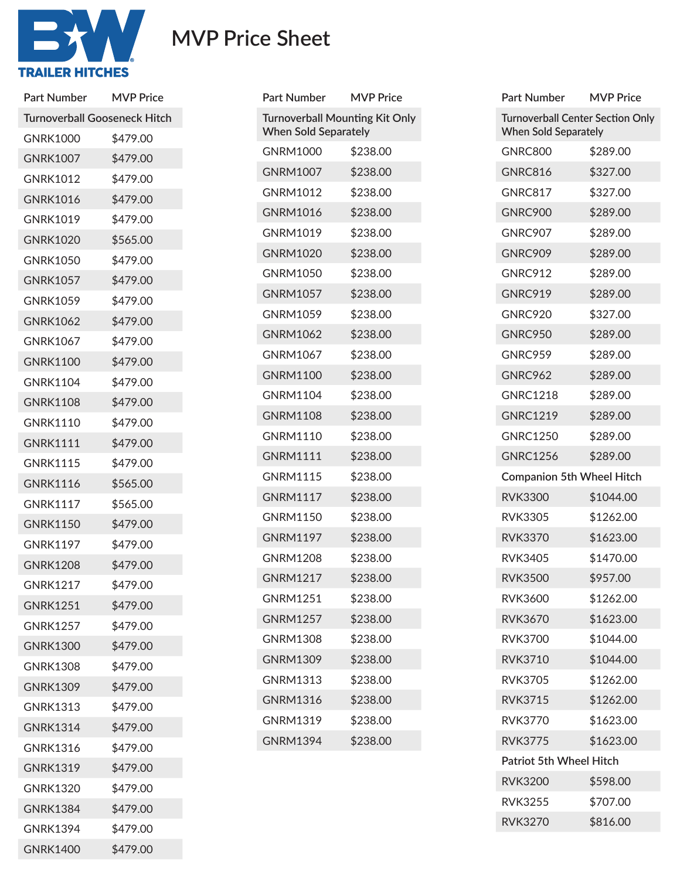# MVP Price Sheet

B&W TRAILER HITCHES

| Part Number | MVP Price |
| --- | --- |
| **Turnoverball Gooseneck Hitch** | |
| GNRK1000 | $479.00 |
| GNRK1007 | $479.00 |
| GNRK1012 | $479.00 |
| GNRK1016 | $479.00 |
| GNRK1019 | $479.00 |
| GNRK1020 | $565.00 |
| GNRK1050 | $479.00 |
| GNRK1057 | $479.00 |
| GNRK1059 | $479.00 |
| GNRK1062 | $479.00 |
| GNRK1067 | $479.00 |
| GNRK1100 | $479.00 |
| GNRK1104 | $479.00 |
| GNRK1108 | $479.00 |
| GNRK1110 | $479.00 |
| GNRK1111 | $479.00 |
| GNRK1115 | $479.00 |
| GNRK1116 | $565.00 |
| GNRK1117 | $565.00 |
| GNRK1150 | $479.00 |
| GNRK1197 | $479.00 |
| GNRK1208 | $479.00 |
| GNRK1217 | $479.00 |
| GNRK1251 | $479.00 |
| GNRK1257 | $479.00 |
| GNRK1300 | $479.00 |
| GNRK1308 | $479.00 |
| GNRK1309 | $479.00 |
| GNRK1313 | $479.00 |
| GNRK1314 | $479.00 |
| GNRK1316 | $479.00 |
| GNRK1319 | $479.00 |
| GNRK1320 | $479.00 |
| GNRK1384 | $479.00 |
| GNRK1394 | $479.00 |
| GNRK1400 | $479.00 |

| Part Number | MVP Price |
| --- | --- |
| **Turnoverball Mounting Kit Only When Sold Separately** | |
| GNRM1000 | $238.00 |
| GNRM1007 | $238.00 |
| GNRM1012 | $238.00 |
| GNRM1016 | $238.00 |
| GNRM1019 | $238.00 |
| GNRM1020 | $238.00 |
| GNRM1050 | $238.00 |
| GNRM1057 | $238.00 |
| GNRM1059 | $238.00 |
| GNRM1062 | $238.00 |
| GNRM1067 | $238.00 |
| GNRM1100 | $238.00 |
| GNRM1104 | $238.00 |
| GNRM1108 | $238.00 |
| GNRM1110 | $238.00 |
| GNRM1111 | $238.00 |
| GNRM1115 | $238.00 |
| GNRM1117 | $238.00 |
| GNRM1150 | $238.00 |
| GNRM1197 | $238.00 |
| GNRM1208 | $238.00 |
| GNRM1217 | $238.00 |
| GNRM1251 | $238.00 |
| GNRM1257 | $238.00 |
| GNRM1308 | $238.00 |
| GNRM1309 | $238.00 |
| GNRM1313 | $238.00 |
| GNRM1316 | $238.00 |
| GNRM1319 | $238.00 |
| GNRM1394 | $238.00 |

| Part Number | MVP Price |
| --- | --- |
| **Turnoverball Center Section Only When Sold Separately** | |
| GNRC800 | $289.00 |
| GNRC816 | $327.00 |
| GNRC817 | $327.00 |
| GNRC900 | $289.00 |
| GNRC907 | $289.00 |
| GNRC909 | $289.00 |
| GNRC912 | $289.00 |
| GNRC919 | $289.00 |
| GNRC920 | $327.00 |
| GNRC950 | $289.00 |
| GNRC959 | $289.00 |
| GNRC962 | $289.00 |
| GNRC1218 | $289.00 |
| GNRC1219 | $289.00 |
| GNRC1250 | $289.00 |
| GNRC1256 | $289.00 |
| **Companion 5th Wheel Hitch** | |
| RVK3300 | $1044.00 |
| RVK3305 | $1262.00 |
| RVK3370 | $1623.00 |
| RVK3405 | $1470.00 |
| RVK3500 | $957.00 |
| RVK3600 | $1262.00 |
| RVK3670 | $1623.00 |
| RVK3700 | $1044.00 |
| RVK3710 | $1044.00 |
| RVK3705 | $1262.00 |
| RVK3715 | $1262.00 |
| RVK3770 | $1623.00 |
| RVK3775 | $1623.00 |
| **Patriot 5th Wheel Hitch** | |
| RVK3200 | $598.00 |
| RVK3255 | $707.00 |
| RVK3270 | $816.00 |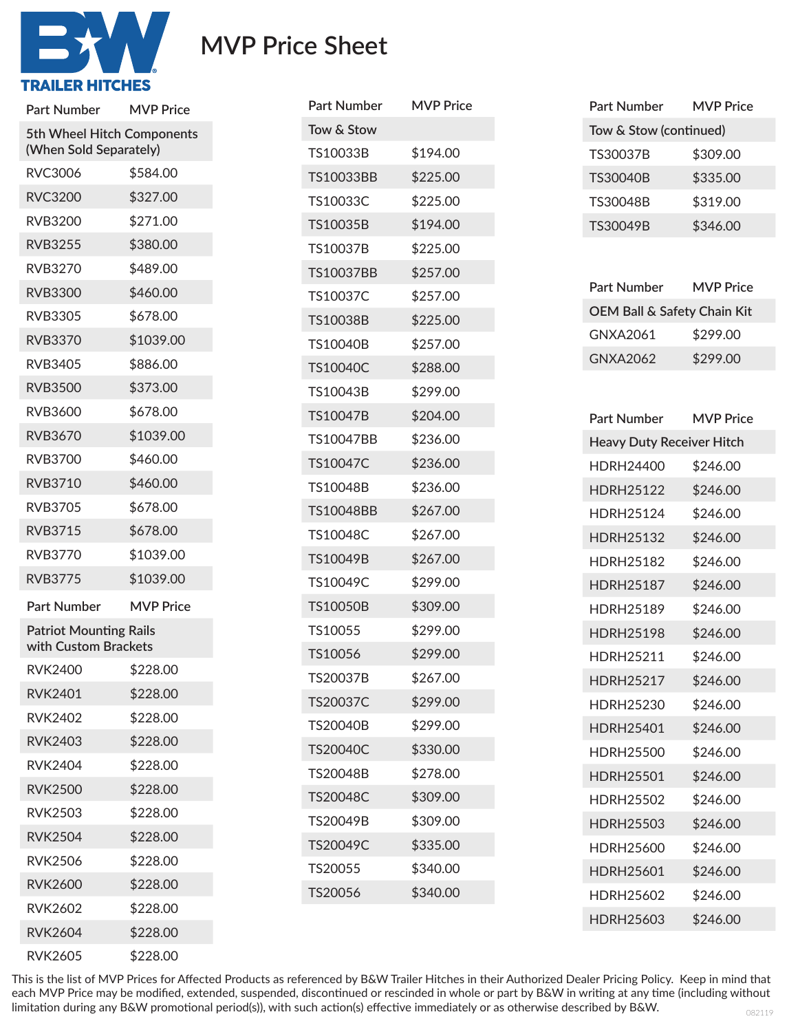B&W TRAILER HITCHES

# MVP Price Sheet

| Part Number | MVP Price |
|---|---|
| **5th Wheel Hitch Components (When Sold Separately)** | |
| RVC3006 | $584.00 |
| RVC3200 | $327.00 |
| RVB3200 | $271.00 |
| RVB3255 | $380.00 |
| RVB3270 | $489.00 |
| RVB3300 | $460.00 |
| RVB3305 | $678.00 |
| RVB3370 | $1039.00 |
| RVB3405 | $886.00 |
| RVB3500 | $373.00 |
| RVB3600 | $678.00 |
| RVB3670 | $1039.00 |
| RVB3700 | $460.00 |
| RVB3710 | $460.00 |
| RVB3705 | $678.00 |
| RVB3715 | $678.00 |
| RVB3770 | $1039.00 |
| RVB3775 | $1039.00 |

| Part Number | MVP Price |
|---|---|
| **Patriot Mounting Rails with Custom Brackets** | |
| RVK2400 | $228.00 |
| RVK2401 | $228.00 |
| RVK2402 | $228.00 |
| RVK2403 | $228.00 |
| RVK2404 | $228.00 |
| RVK2500 | $228.00 |
| RVK2503 | $228.00 |
| RVK2504 | $228.00 |
| RVK2506 | $228.00 |
| RVK2600 | $228.00 |
| RVK2602 | $228.00 |
| RVK2604 | $228.00 |
| RVK2605 | $228.00 |

| Part Number | MVP Price |
|---|---|
| **Tow & Stow** | |
| TS10033B | $194.00 |
| TS10033BB | $225.00 |
| TS10033C | $225.00 |
| TS10035B | $194.00 |
| TS10037B | $225.00 |
| TS10037BB | $257.00 |
| TS10037C | $257.00 |
| TS10038B | $225.00 |
| TS10040B | $257.00 |
| TS10040C | $288.00 |
| TS10043B | $299.00 |
| TS10047B | $204.00 |
| TS10047BB | $236.00 |
| TS10047C | $236.00 |
| TS10048B | $236.00 |
| TS10048BB | $267.00 |
| TS10048C | $267.00 |
| TS10049B | $267.00 |
| TS10049C | $299.00 |
| TS10050B | $309.00 |
| TS10055 | $299.00 |
| TS10056 | $299.00 |
| TS20037B | $267.00 |
| TS20037C | $299.00 |
| TS20040B | $299.00 |
| TS20040C | $330.00 |
| TS20048B | $278.00 |
| TS20048C | $309.00 |
| TS20049B | $309.00 |
| TS20049C | $335.00 |
| TS20055 | $340.00 |
| TS20056 | $340.00 |

| Part Number | MVP Price |
|---|---|
| **Tow & Stow (continued)** | |
| TS30037B | $309.00 |
| TS30040B | $335.00 |
| TS30048B | $319.00 |
| TS30049B | $346.00 |

| Part Number | MVP Price |
|---|---|
| **OEM Ball & Safety Chain Kit** | |
| GNXA2061 | $299.00 |
| GNXA2062 | $299.00 |

| Part Number | MVP Price |
|---|---|
| **Heavy Duty Receiver Hitch** | |
| HDRH24400 | $246.00 |
| HDRH25122 | $246.00 |
| HDRH25124 | $246.00 |
| HDRH25132 | $246.00 |
| HDRH25182 | $246.00 |
| HDRH25187 | $246.00 |
| HDRH25189 | $246.00 |
| HDRH25198 | $246.00 |
| HDRH25211 | $246.00 |
| HDRH25217 | $246.00 |
| HDRH25230 | $246.00 |
| HDRH25401 | $246.00 |
| HDRH25500 | $246.00 |
| HDRH25501 | $246.00 |
| HDRH25502 | $246.00 |
| HDRH25503 | $246.00 |
| HDRH25600 | $246.00 |
| HDRH25601 | $246.00 |
| HDRH25602 | $246.00 |
| HDRH25603 | $246.00 |

This is the list of MVP Prices for Affected Products as referenced by B&W Trailer Hitches in their Authorized Dealer Pricing Policy. Keep in mind that each MVP Price may be modified, extended, suspended, discontinued or rescinded in whole or part by B&W in writing at any time (including without limitation during any B&W promotional period(s)), with such action(s) effective immediately or as otherwise described by B&W.

082119